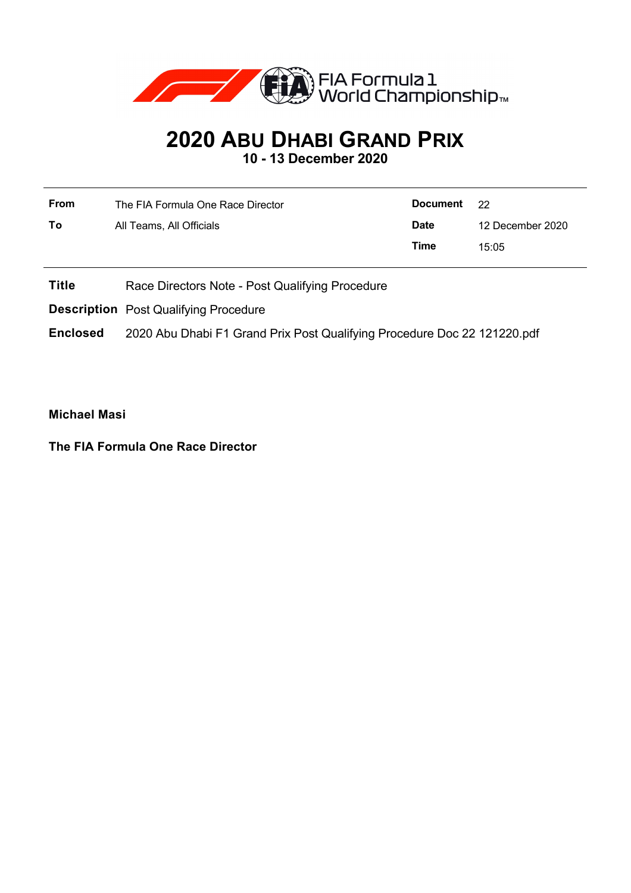FIA Formula 1 World Championship™

# 2020 Abu Dhabi Grand Prix

## 10 - 13 December 2020

| | | | |
|---|---|---|---|
| **From** | The FIA Formula One Race Director | **Document** | 22 |
| **To** | All Teams, All Officials | **Date** | 12 December 2020 |
| | | **Time** | 15:05 |

**Title** Race Directors Note - Post Qualifying Procedure

**Description** Post Qualifying Procedure

**Enclosed** 2020 Abu Dhabi F1 Grand Prix Post Qualifying Procedure Doc 22 121220.pdf

**Michael Masi**

**The FIA Formula One Race Director**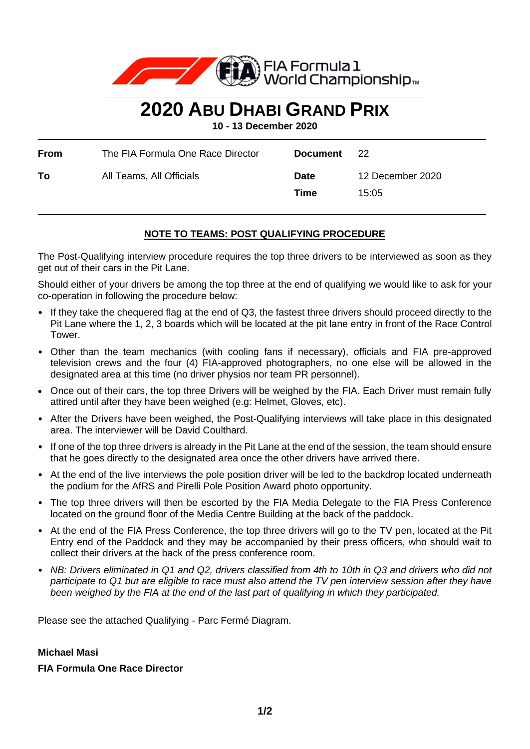# 2020 Abu Dhabi Grand Prix

**10 - 13 December 2020**

| | | | |
|---|---|---|---|
| **From** | The FIA Formula One Race Director | **Document** | 22 |
| **To** | All Teams, All Officials | **Date** | 12 December 2020 |
| | | **Time** | 15:05 |

**NOTE TO TEAMS: POST QUALIFYING PROCEDURE**

The Post-Qualifying interview procedure requires the top three drivers to be interviewed as soon as they get out of their cars in the Pit Lane.

Should either of your drivers be among the top three at the end of qualifying we would like to ask for your co-operation in following the procedure below:

- If they take the chequered flag at the end of Q3, the fastest three drivers should proceed directly to the Pit Lane where the 1, 2, 3 boards which will be located at the pit lane entry in front of the Race Control Tower.
- Other than the team mechanics (with cooling fans if necessary), officials and FIA pre-approved television crews and the four (4) FIA-approved photographers, no one else will be allowed in the designated area at this time (no driver physios nor team PR personnel).
- Once out of their cars, the top three Drivers will be weighed by the FIA. Each Driver must remain fully attired until after they have been weighed (e.g: Helmet, Gloves, etc).
- After the Drivers have been weighed, the Post-Qualifying interviews will take place in this designated area. The interviewer will be David Coulthard.
- If one of the top three drivers is already in the Pit Lane at the end of the session, the team should ensure that he goes directly to the designated area once the other drivers have arrived there.
- At the end of the live interviews the pole position driver will be led to the backdrop located underneath the podium for the AfRS and Pirelli Pole Position Award photo opportunity.
- The top three drivers will then be escorted by the FIA Media Delegate to the FIA Press Conference located on the ground floor of the Media Centre Building at the back of the paddock.
- At the end of the FIA Press Conference, the top three drivers will go to the TV pen, located at the Pit Entry end of the Paddock and they may be accompanied by their press officers, who should wait to collect their drivers at the back of the press conference room.
- *NB: Drivers eliminated in Q1 and Q2, drivers classified from 4th to 10th in Q3 and drivers who did not participate to Q1 but are eligible to race must also attend the TV pen interview session after they have been weighed by the FIA at the end of the last part of qualifying in which they participated.*

Please see the attached Qualifying - Parc Fermé Diagram.

**Michael Masi**

**FIA Formula One Race Director**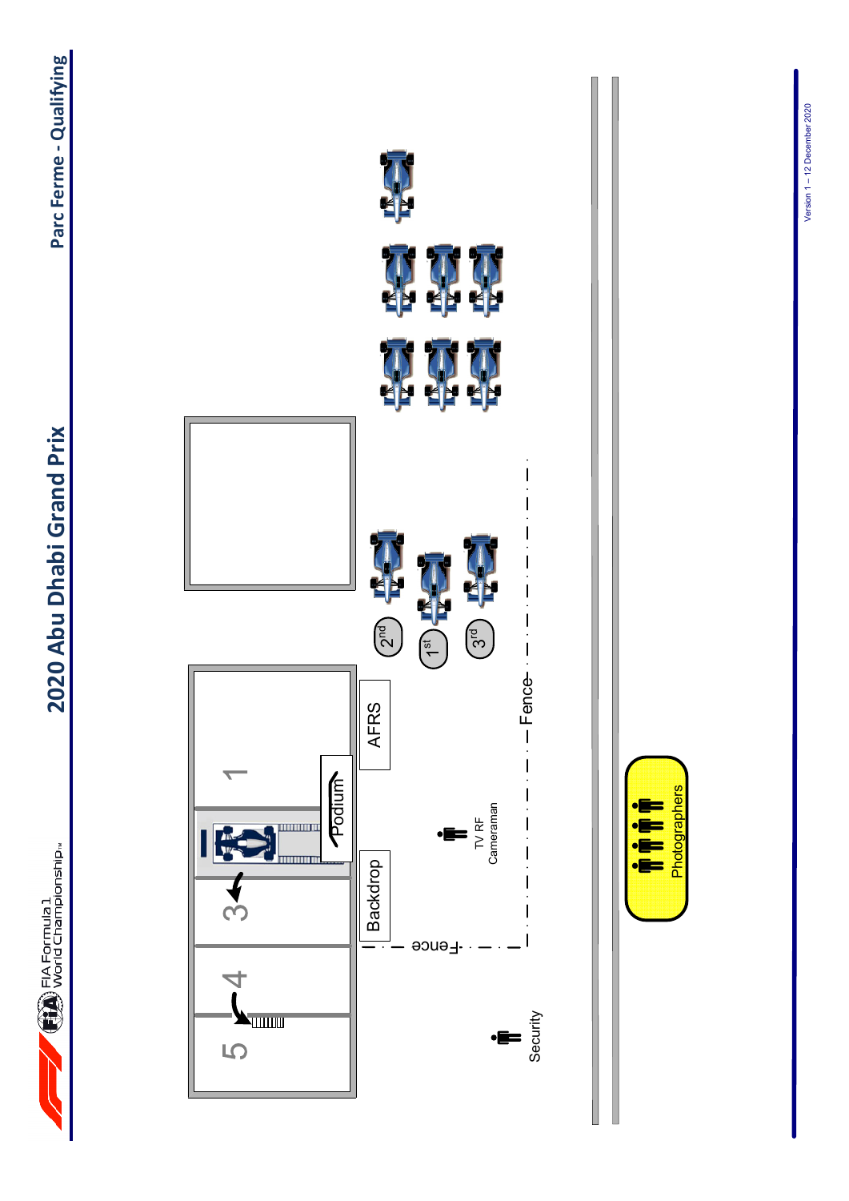# 2020 Abu Dhabi Grand Prix

## Parc Ferme - Qualifying

5

4

3

1

Podium

Backdrop

AFRS

Fence

Fence

2nd

1st

3rd

TV RF Cameraman

Security

Photographers

Version 1 – 12 December 2020